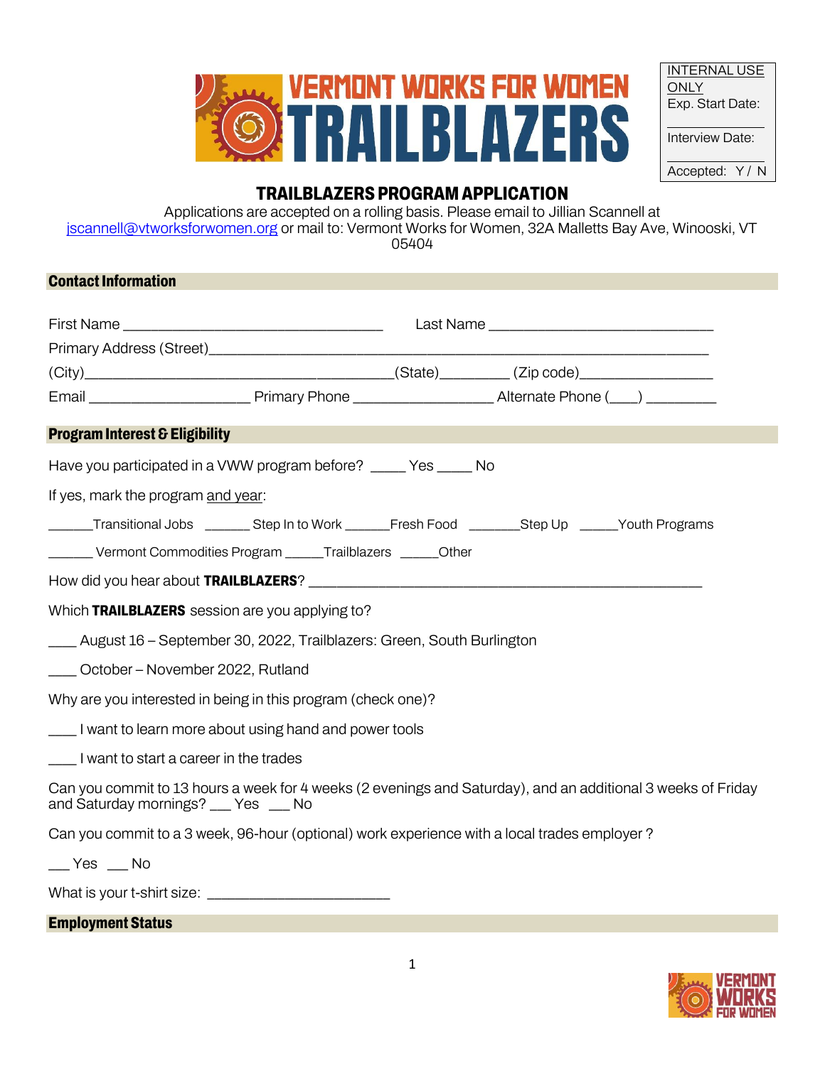# VERMONT WORKS FOR WOMEN TRAILBLAZERS

| INTERNAL USE ONLY |
| --- |
| Exp. Start Date: ________ |
| Interview Date: ________ |
| Accepted: Y / N |

## TRAILBLAZERS PROGRAM APPLICATION

Applications are accepted on a rolling basis. Please email to Jillian Scannell at jscannell@vtworksforwomen.org or mail to: Vermont Works for Women, 32A Malletts Bay Ave, Winooski, VT 05404

### Contact Information

First Name _________________________________ Last Name ____________________________

Primary Address (Street)______________________________________________________________

(City)______________________________________(State)_________ (Zip code)_________________

Email ____________________ Primary Phone __________________ Alternate Phone (___) _________

### Program Interest & Eligibility

Have you participated in a VWW program before? _____ Yes _____ No

If yes, mark the program and year:

______Transitional Jobs ______ Step In to Work ______Fresh Food _______Step Up _____Youth Programs

______ Vermont Commodities Program _____Trailblazers _____Other

How did you hear about **TRAILBLAZERS**? __________________________________________________

Which **TRAILBLAZERS** session are you applying to?

____ August 16 – September 30, 2022, Trailblazers: Green, South Burlington

____ October – November 2022, Rutland

Why are you interested in being in this program (check one)?

____ I want to learn more about using hand and power tools

____ I want to start a career in the trades

Can you commit to 13 hours a week for 4 weeks (2 evenings and Saturday), and an additional 3 weeks of Friday and Saturday mornings? ___ Yes ___ No

Can you commit to a 3 week, 96-hour (optional) work experience with a local trades employer ?

___ Yes ___ No

What is your t-shirt size: _______________________

### Employment Status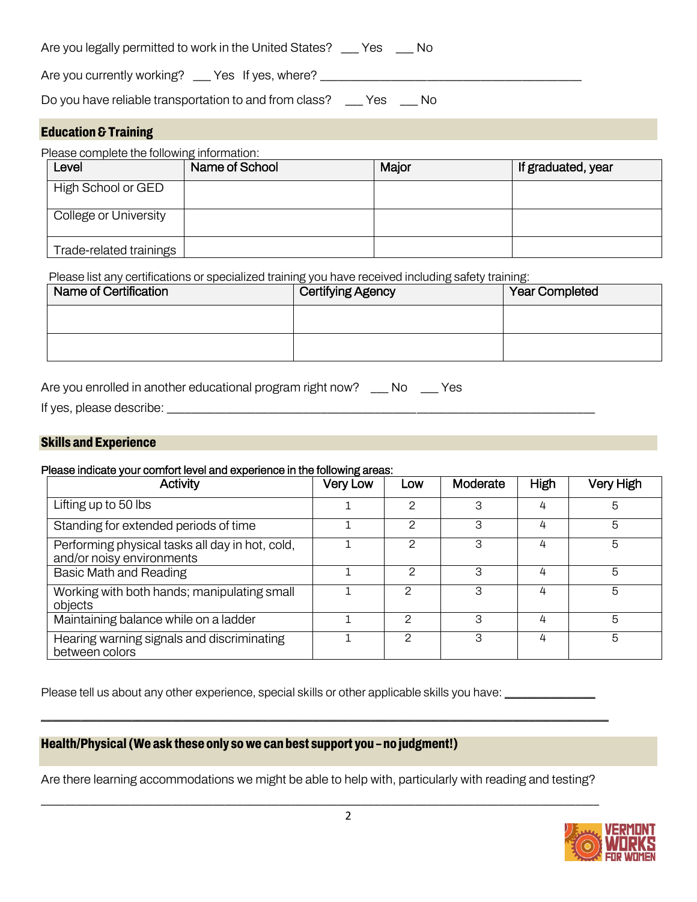Are you legally permitted to work in the United States? ___ Yes ___ No

Are you currently working? ___ Yes If yes, where? ________________________________________

Do you have reliable transportation to and from class? ___ Yes ___ No

## Education & Training

Please complete the following information:

| Level | Name of School | Major | If graduated, year |
|---|---|---|---|
| High School or GED | | | |
| College or University | | | |
| Trade-related trainings | | | |

Please list any certifications or specialized training you have received including safety training:

| Name of Certification | Certifying Agency | Year Completed |
|---|---|---|
| | | |
| | | |

Are you enrolled in another educational program right now? ___ No ___ Yes

If yes, please describe: ____________________________________________________________

## Skills and Experience

**Please indicate your comfort level and experience in the following areas:**

| Activity | Very Low | Low | Moderate | High | Very High |
|---|---|---|---|---|---|
| Lifting up to 50 lbs | 1 | 2 | 3 | 4 | 5 |
| Standing for extended periods of time | 1 | 2 | 3 | 4 | 5 |
| Performing physical tasks all day in hot, cold, and/or noisy environments | 1 | 2 | 3 | 4 | 5 |
| Basic Math and Reading | 1 | 2 | 3 | 4 | 5 |
| Working with both hands; manipulating small objects | 1 | 2 | 3 | 4 | 5 |
| Maintaining balance while on a ladder | 1 | 2 | 3 | 4 | 5 |
| Hearing warning signals and discriminating between colors | 1 | 2 | 3 | 4 | 5 |

Please tell us about any other experience, special skills or other applicable skills you have: ______________

______________________________________________________________________________

## Health/Physical (We ask these only so we can best support you – no judgment!)

Are there learning accommodations we might be able to help with, particularly with reading and testing?

______________________________________________________________________________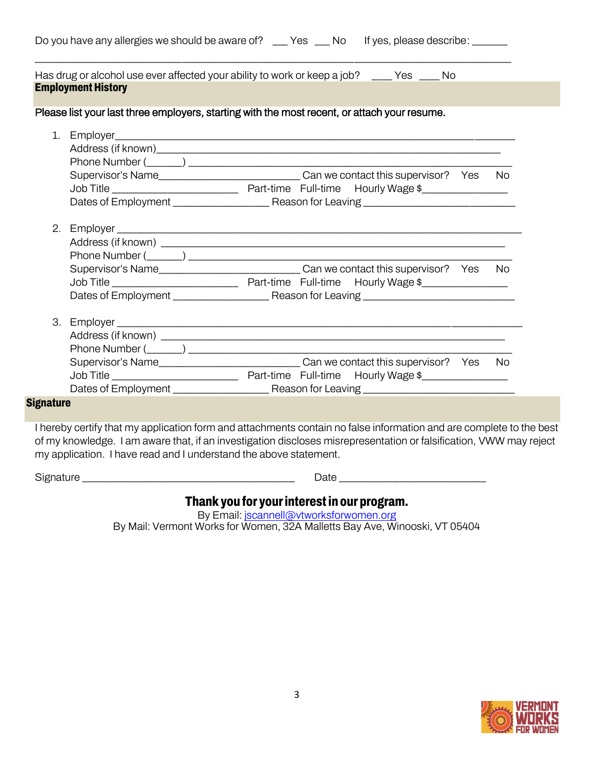Do you have any allergies we should be aware of? ___ Yes ___ No If yes, please describe: ______

_____________________________________________________________________________________

Has drug or alcohol use ever affected your ability to work or keep a job? ____ Yes ____ No

## Employment History

Please list your last three employers, starting with the most recent, or attach your resume.

1. Employer_______________________________________________________________________
   Address (if known)______________________________________________________________
   Phone Number (______) __________________________________________________________
   Supervisor's Name__________________________ Can we contact this supervisor? Yes No
   Job Title ______________________ Part-time Full-time Hourly Wage $_______________
   Dates of Employment _________________ Reason for Leaving ___________________________

2. Employer ______________________________________________________________________
   Address (if known) _____________________________________________________________
   Phone Number (______) __________________________________________________________
   Supervisor's Name__________________________ Can we contact this supervisor? Yes No
   Job Title ______________________ Part-time Full-time Hourly Wage $_______________
   Dates of Employment _________________ Reason for Leaving ___________________________

3. Employer ______________________________________________________________________
   Address (if known) _____________________________________________________________
   Phone Number (______) __________________________________________________________
   Supervisor's Name__________________________ Can we contact this supervisor? Yes No
   Job Title ______________________ Part-time Full-time Hourly Wage $_______________
   Dates of Employment _________________ Reason for Leaving ___________________________

## Signature

I hereby certify that my application form and attachments contain no false information and are complete to the best of my knowledge. I am aware that, if an investigation discloses misrepresentation or falsification, VWW may reject my application. I have read and I understand the above statement.

Signature ______________________________________ Date __________________________

**Thank you for your interest in our program.**

By Email: jscannell@vtworksforwomen.org

By Mail: Vermont Works for Women, 32A Malletts Bay Ave, Winooski, VT 05404